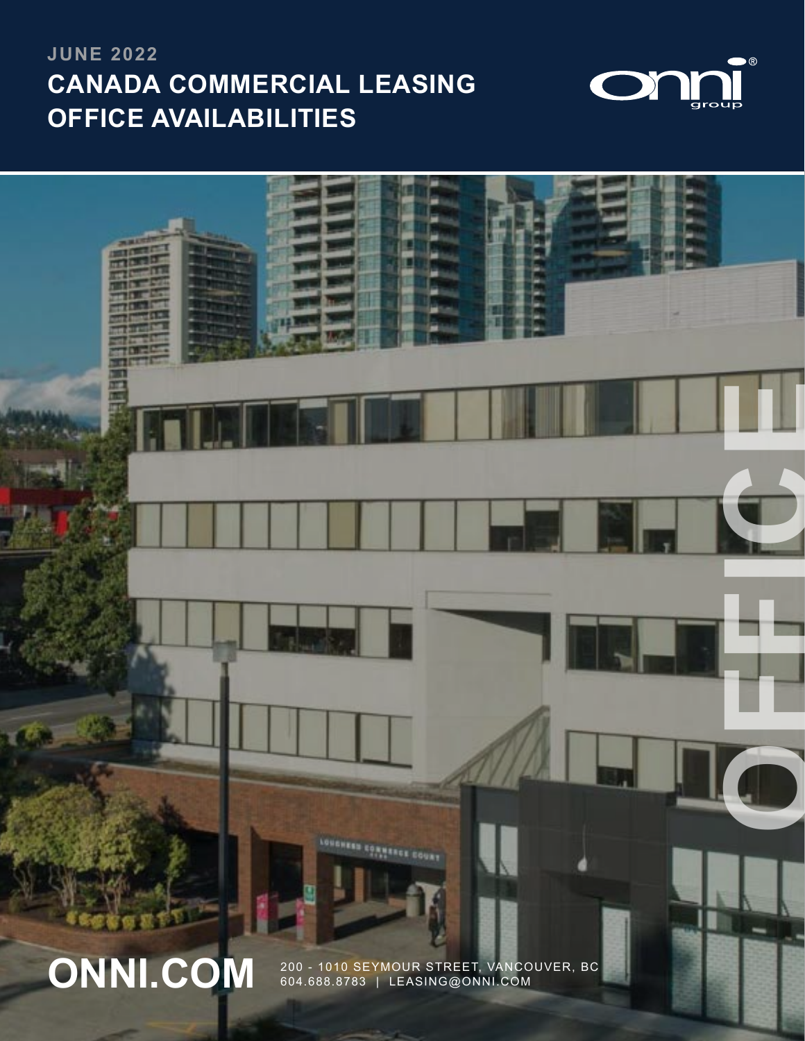**JUNE 2022**

# CANADA COMMERCIAL LEASING OFFICE AVAILABILITIES

OFFICE

**ONNI.COM**

200 - 1010 SEYMOUR STREET, VANCOUVER, BC
604.688.8783 | LEASING@ONNI.COM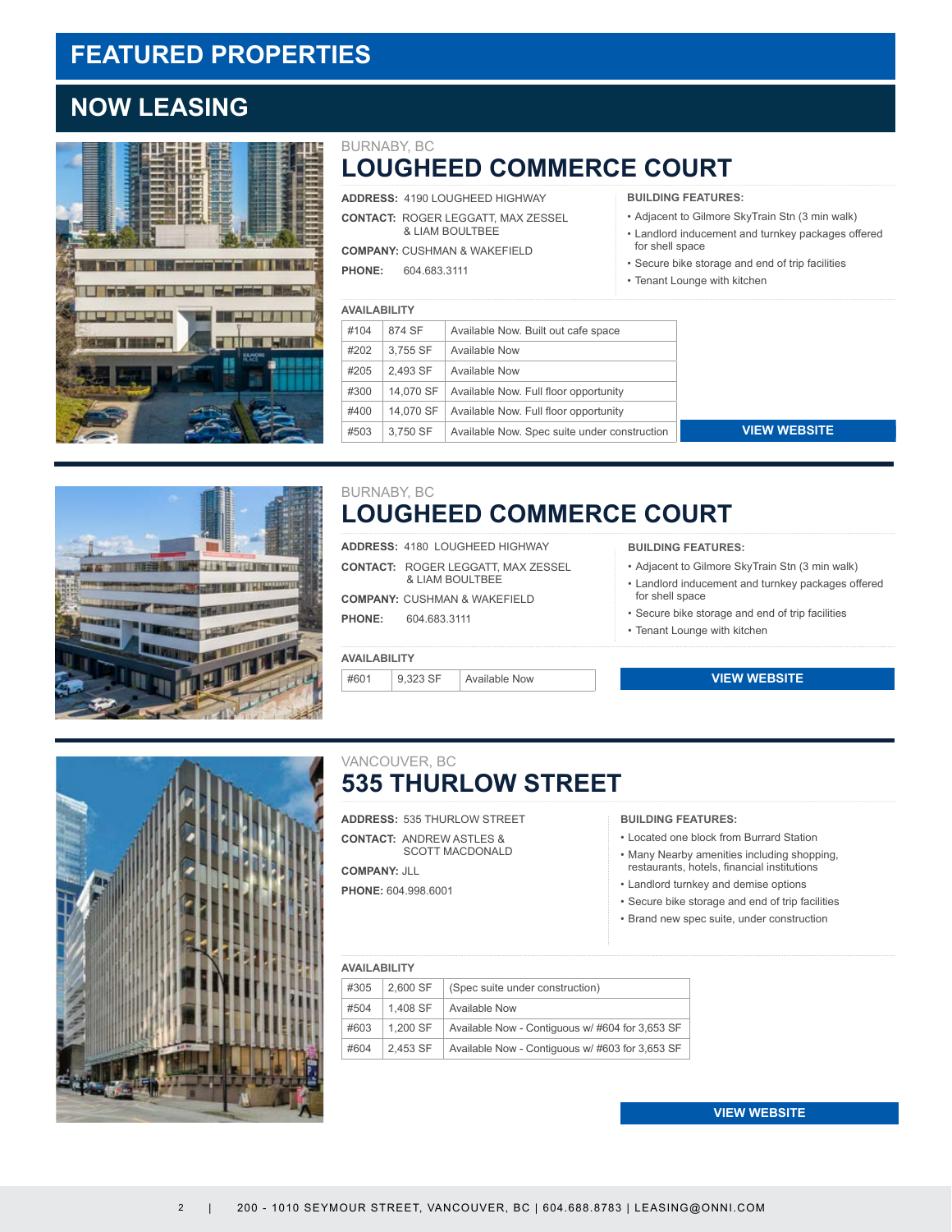# FEATURED PROPERTIES

## NOW LEASING

BURNABY, BC

### LOUGHEED COMMERCE COURT

**ADDRESS:** 4190 LOUGHEED HIGHWAY

**CONTACT:** ROGER LEGGATT, MAX ZESSEL & LIAM BOULTBEE

**COMPANY:** CUSHMAN & WAKEFIELD

**PHONE:** 604.683.3111

**BUILDING FEATURES:**

- Adjacent to Gilmore SkyTrain Stn (3 min walk)
- Landlord inducement and turnkey packages offered for shell space
- Secure bike storage and end of trip facilities
- Tenant Lounge with kitchen

**AVAILABILITY**

| | | |
|---|---|---|
| #104 | 874 SF | Available Now. Built out cafe space |
| #202 | 3,755 SF | Available Now |
| #205 | 2,493 SF | Available Now |
| #300 | 14,070 SF | Available Now. Full floor opportunity |
| #400 | 14,070 SF | Available Now. Full floor opportunity |
| #503 | 3,750 SF | Available Now. Spec suite under construction |

VIEW WEBSITE

BURNABY, BC

### LOUGHEED COMMERCE COURT

**ADDRESS:** 4180 LOUGHEED HIGHWAY

**CONTACT:** ROGER LEGGATT, MAX ZESSEL & LIAM BOULTBEE

**COMPANY:** CUSHMAN & WAKEFIELD

**PHONE:** 604.683.3111

**BUILDING FEATURES:**

- Adjacent to Gilmore SkyTrain Stn (3 min walk)
- Landlord inducement and turnkey packages offered for shell space
- Secure bike storage and end of trip facilities
- Tenant Lounge with kitchen

**AVAILABILITY**

| | | |
|---|---|---|
| #601 | 9,323 SF | Available Now |

VIEW WEBSITE

VANCOUVER, BC

### 535 THURLOW STREET

**ADDRESS:** 535 THURLOW STREET

**CONTACT:** ANDREW ASTLES & SCOTT MACDONALD

**COMPANY:** JLL

**PHONE:** 604.998.6001

**BUILDING FEATURES:**

- Located one block from Burrard Station
- Many Nearby amenities including shopping, restaurants, hotels, financial institutions
- Landlord turnkey and demise options
- Secure bike storage and end of trip facilities
- Brand new spec suite, under construction

**AVAILABILITY**

| | | |
|---|---|---|
| #305 | 2,600 SF | (Spec suite under construction) |
| #504 | 1,408 SF | Available Now |
| #603 | 1,200 SF | Available Now - Contiguous w/ #604 for 3,653 SF |
| #604 | 2,453 SF | Available Now - Contiguous w/ #603 for 3,653 SF |

VIEW WEBSITE

200 - 1010 SEYMOUR STREET, VANCOUVER, BC | 604.688.8783 | LEASING@ONNI.COM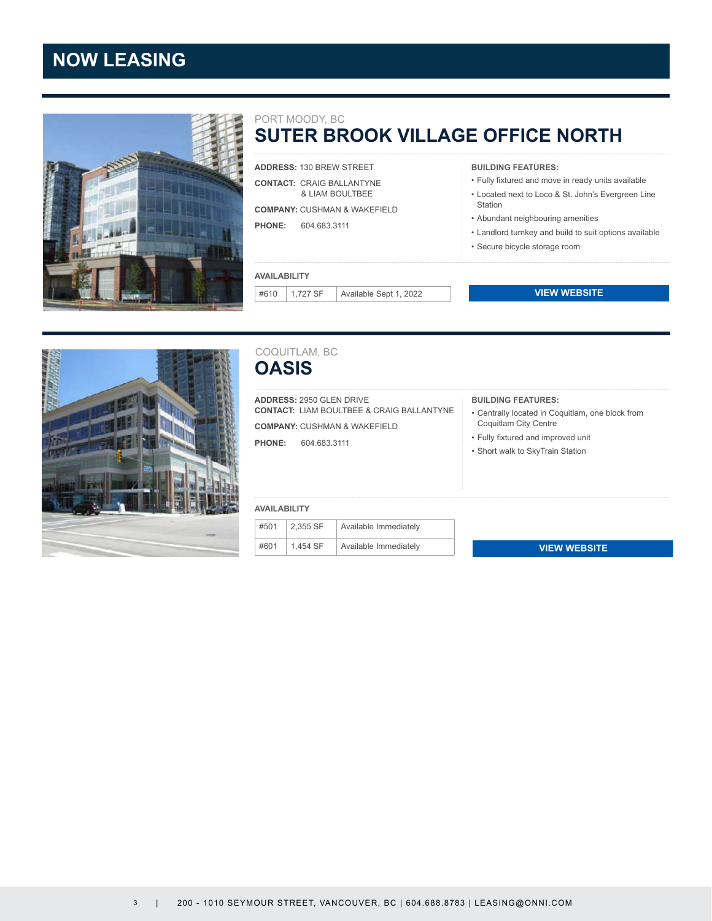# NOW LEASING

PORT MOODY, BC

## SUTER BROOK VILLAGE OFFICE NORTH

**ADDRESS:** 130 BREW STREET

**CONTACT:** CRAIG BALLANTYNE & LIAM BOULTBEE

**COMPANY:** CUSHMAN & WAKEFIELD

**PHONE:** 604.683.3111

**BUILDING FEATURES:**

- Fully fixtured and move in ready units available
- Located next to Loco & St. John's Evergreen Line Station
- Abundant neighbouring amenities
- Landlord turnkey and build to suit options available
- Secure bicycle storage room

**AVAILABILITY**

| Unit | Size | Availability |
| --- | --- | --- |
| #610 | 1,727 SF | Available Sept 1, 2022 |

VIEW WEBSITE

COQUITLAM, BC

## OASIS

**ADDRESS:** 2950 GLEN DRIVE

**CONTACT:** LIAM BOULTBEE & CRAIG BALLANTYNE

**COMPANY:** CUSHMAN & WAKEFIELD

**PHONE:** 604.683.3111

**BUILDING FEATURES:**

- Centrally located in Coquitlam, one block from Coquitlam City Centre
- Fully fixtured and improved unit
- Short walk to SkyTrain Station

**AVAILABILITY**

| Unit | Size | Availability |
| --- | --- | --- |
| #501 | 2,355 SF | Available Immediately |
| #601 | 1,454 SF | Available Immediately |

VIEW WEBSITE

200 - 1010 SEYMOUR STREET, VANCOUVER, BC | 604.688.8783 | LEASING@ONNI.COM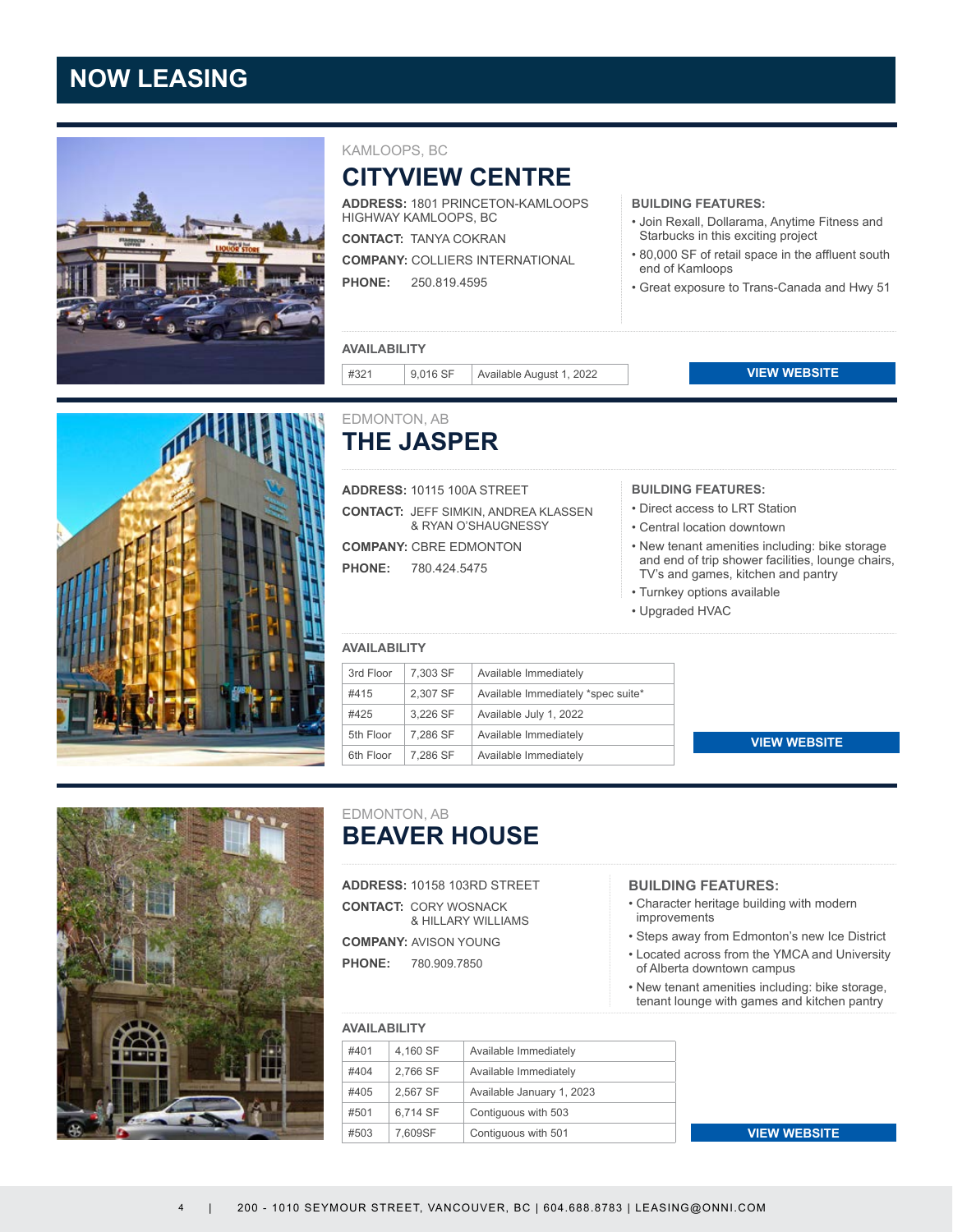# NOW LEASING

KAMLOOPS, BC

## CITYVIEW CENTRE

**ADDRESS:** 1801 PRINCETON-KAMLOOPS HIGHWAY KAMLOOPS, BC

**CONTACT:** TANYA COKRAN

**COMPANY:** COLLIERS INTERNATIONAL

**PHONE:** 250.819.4595

**BUILDING FEATURES:**

- Join Rexall, Dollarama, Anytime Fitness and Starbucks in this exciting project
- 80,000 SF of retail space in the affluent south end of Kamloops
- Great exposure to Trans-Canada and Hwy 51

**AVAILABILITY**

| #321 | 9,016 SF | Available August 1, 2022 |
|---|---|---|

**VIEW WEBSITE**

EDMONTON, AB

## THE JASPER

**ADDRESS:** 10115 100A STREET

**CONTACT:** JEFF SIMKIN, ANDREA KLASSEN & RYAN O'SHAUGNESSY

**COMPANY:** CBRE EDMONTON

**PHONE:** 780.424.5475

**BUILDING FEATURES:**

- Direct access to LRT Station
- Central location downtown
- New tenant amenities including: bike storage and end of trip shower facilities, lounge chairs, TV's and games, kitchen and pantry
- Turnkey options available
- Upgraded HVAC

**AVAILABILITY**

| 3rd Floor | 7,303 SF | Available Immediately |
|---|---|---|
| #415 | 2,307 SF | Available Immediately *spec suite* |
| #425 | 3,226 SF | Available July 1, 2022 |
| 5th Floor | 7,286 SF | Available Immediately |
| 6th Floor | 7,286 SF | Available Immediately |

**VIEW WEBSITE**

EDMONTON, AB

## BEAVER HOUSE

**ADDRESS:** 10158 103RD STREET

**CONTACT:** CORY WOSNACK & HILLARY WILLIAMS

**COMPANY:** AVISON YOUNG

**PHONE:** 780.909.7850

**BUILDING FEATURES:**

- Character heritage building with modern improvements
- Steps away from Edmonton's new Ice District
- Located across from the YMCA and University of Alberta downtown campus
- New tenant amenities including: bike storage, tenant lounge with games and kitchen pantry

**AVAILABILITY**

| #401 | 4,160 SF | Available Immediately |
|---|---|---|
| #404 | 2,766 SF | Available Immediately |
| #405 | 2,567 SF | Available January 1, 2023 |
| #501 | 6,714 SF | Contiguous with 503 |
| #503 | 7,609SF | Contiguous with 501 |

**VIEW WEBSITE**

200 - 1010 SEYMOUR STREET, VANCOUVER, BC | 604.688.8783 | LEASING@ONNI.COM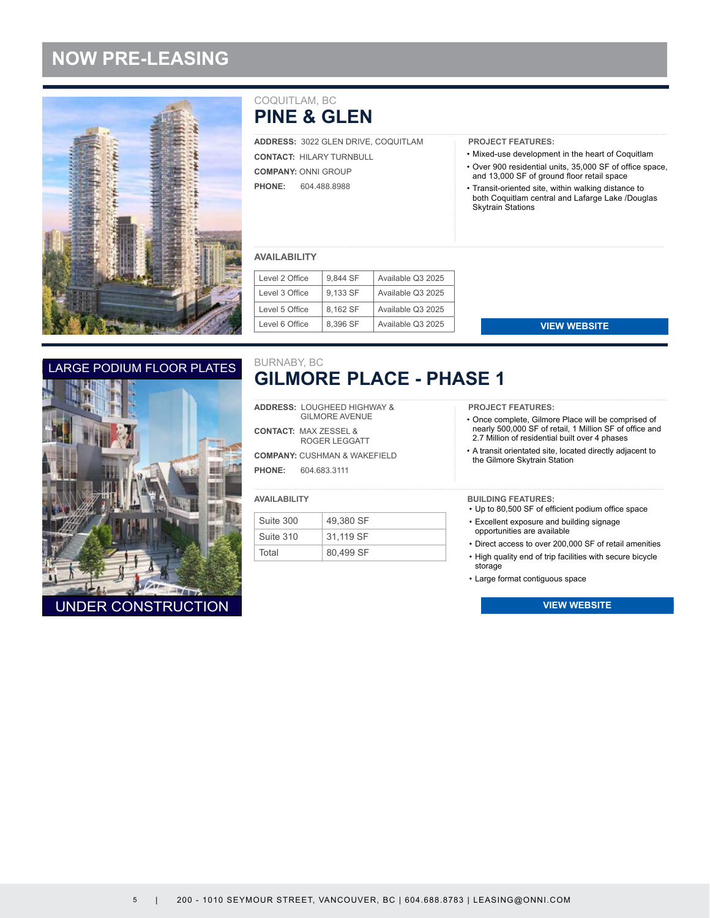# NOW PRE-LEASING

COQUITLAM, BC

## PINE & GLEN

**ADDRESS:** 3022 GLEN DRIVE, COQUITLAM

**CONTACT:** HILARY TURNBULL

**COMPANY:** ONNI GROUP

**PHONE:** 604.488.8988

**PROJECT FEATURES:**

- Mixed-use development in the heart of Coquitlam
- Over 900 residential units, 35,000 SF of office space, and 13,000 SF of ground floor retail space
- Transit-oriented site, within walking distance to both Coquitlam central and Lafarge Lake /Douglas Skytrain Stations

### AVAILABILITY

| | | |
|---|---|---|
| Level 2 Office | 9,844 SF | Available Q3 2025 |
| Level 3 Office | 9,133 SF | Available Q3 2025 |
| Level 5 Office | 8,162 SF | Available Q3 2025 |
| Level 6 Office | 8,396 SF | Available Q3 2025 |

VIEW WEBSITE

LARGE PODIUM FLOOR PLATES

UNDER CONSTRUCTION

BURNABY, BC

## GILMORE PLACE - PHASE 1

**ADDRESS:** LOUGHEED HIGHWAY & GILMORE AVENUE

**CONTACT:** MAX ZESSEL & ROGER LEGGATT

**COMPANY:** CUSHMAN & WAKEFIELD

**PHONE:** 604.683.3111

**PROJECT FEATURES:**

- Once complete, Gilmore Place will be comprised of nearly 500,000 SF of retail, 1 Million SF of office and 2.7 Million of residential built over 4 phases
- A transit orientated site, located directly adjacent to the Gilmore Skytrain Station

### AVAILABILITY

| | |
|---|---|
| Suite 300 | 49,380 SF |
| Suite 310 | 31,119 SF |
| Total | 80,499 SF |

**BUILDING FEATURES:**

- Up to 80,500 SF of efficient podium office space
- Excellent exposure and building signage opportunities are available
- Direct access to over 200,000 SF of retail amenities
- High quality end of trip facilities with secure bicycle storage
- Large format contiguous space

VIEW WEBSITE

200 - 1010 SEYMOUR STREET, VANCOUVER, BC | 604.688.8783 | LEASING@ONNI.COM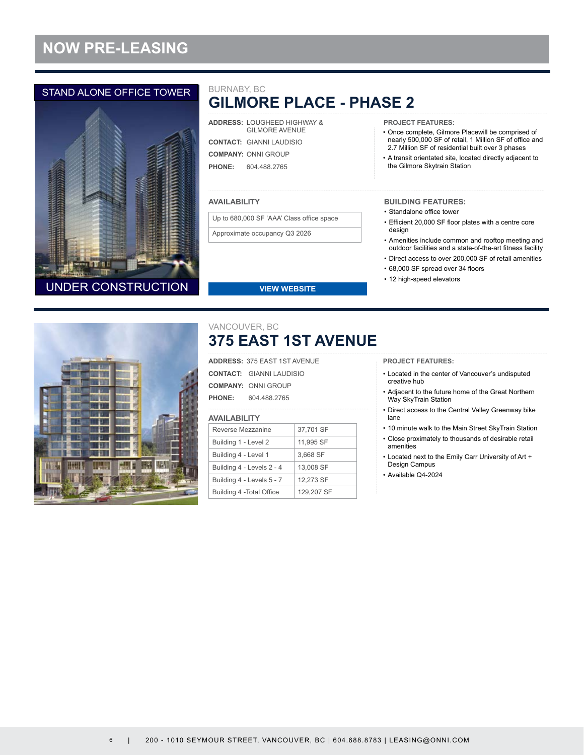# NOW PRE-LEASING

STAND ALONE OFFICE TOWER

UNDER CONSTRUCTION

BURNABY, BC

## GILMORE PLACE - PHASE 2

**ADDRESS:** LOUGHEED HIGHWAY & GILMORE AVENUE

**CONTACT:** GIANNI LAUDISIO

**COMPANY:** ONNI GROUP

**PHONE:** 604.488.2765

**PROJECT FEATURES:**

- Once complete, Gilmore Placewill be comprised of nearly 500,000 SF of retail, 1 Million SF of office and 2.7 Million SF of residential built over 3 phases
- A transit orientated site, located directly adjacent to the Gilmore Skytrain Station

### AVAILABILITY

| Up to 680,000 SF 'AAA' Class office space |
|---|
| Approximate occupancy Q3 2026 |

### BUILDING FEATURES:

- Standalone office tower
- Efficient 20,000 SF floor plates with a centre core design
- Amenities include common and rooftop meeting and outdoor facilities and a state-of-the-art fitness facility
- Direct access to over 200,000 SF of retail amenities
- 68,000 SF spread over 34 floors
- 12 high-speed elevators

VIEW WEBSITE

VANCOUVER, BC

## 375 EAST 1ST AVENUE

**ADDRESS:** 375 EAST 1ST AVENUE

**CONTACT:** GIANNI LAUDISIO

**COMPANY:** ONNI GROUP

**PHONE:** 604.488.2765

### AVAILABILITY

| Reverse Mezzanine | 37,701 SF |
|---|---|
| Building 1 - Level 2 | 11,995 SF |
| Building 4 - Level 1 | 3,668 SF |
| Building 4 - Levels 2 - 4 | 13,008 SF |
| Building 4 - Levels 5 - 7 | 12,273 SF |
| Building 4 -Total Office | 129,207 SF |

**PROJECT FEATURES:**

- Located in the center of Vancouver's undisputed creative hub
- Adjacent to the future home of the Great Northern Way SkyTrain Station
- Direct access to the Central Valley Greenway bike lane
- 10 minute walk to the Main Street SkyTrain Station
- Close proximately to thousands of desirable retail amenities
- Located next to the Emily Carr University of Art + Design Campus
- Available Q4-2024

200 - 1010 SEYMOUR STREET, VANCOUVER, BC | 604.688.8783 | LEASING@ONNI.COM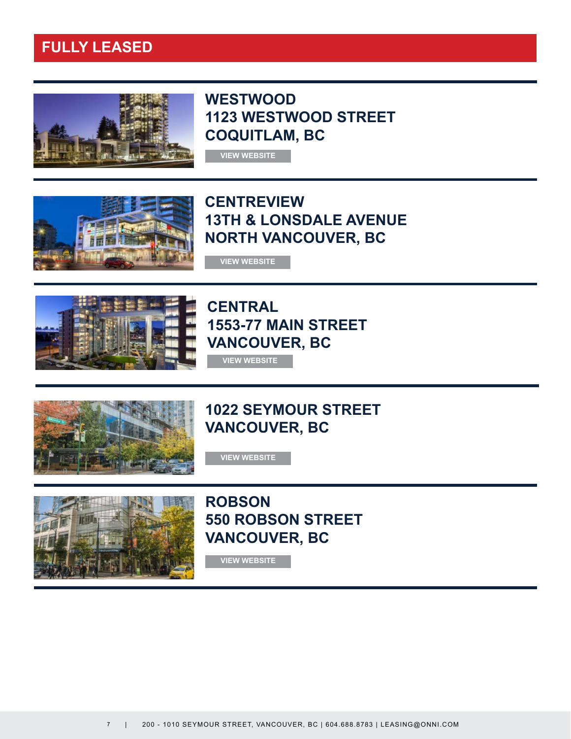# FULLY LEASED

## WESTWOOD
## 1123 WESTWOOD STREET
## COQUITLAM, BC

VIEW WEBSITE

## CENTREVIEW
## 13TH & LONSDALE AVENUE
## NORTH VANCOUVER, BC

VIEW WEBSITE

## CENTRAL
## 1553-77 MAIN STREET
## VANCOUVER, BC

VIEW WEBSITE

## 1022 SEYMOUR STREET
## VANCOUVER, BC

VIEW WEBSITE

## ROBSON
## 550 ROBSON STREET
## VANCOUVER, BC

VIEW WEBSITE

200 - 1010 SEYMOUR STREET, VANCOUVER, BC | 604.688.8783 | LEASING@ONNI.COM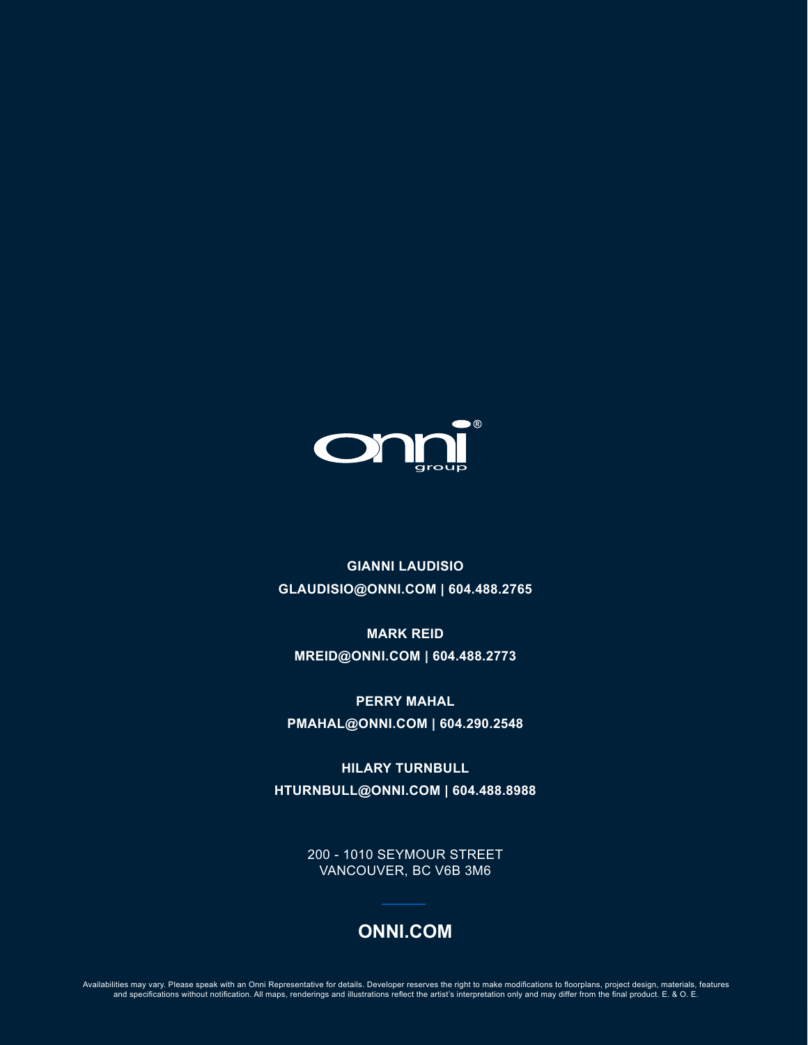**GIANNI LAUDISIO**

**GLAUDISIO@ONNI.COM | 604.488.2765**

**MARK REID**

**MREID@ONNI.COM | 604.488.2773**

**PERRY MAHAL**

**PMAHAL@ONNI.COM | 604.290.2548**

**HILARY TURNBULL**

**HTURNBULL@ONNI.COM | 604.488.8988**

200 - 1010 SEYMOUR STREET
VANCOUVER, BC V6B 3M6

**ONNI.COM**

Availabilities may vary. Please speak with an Onni Representative for details. Developer reserves the right to make modifications to floorplans, project design, materials, features and specifications without notification. All maps, renderings and illustrations reflect the artist's interpretation only and may differ from the final product. E. & O. E.